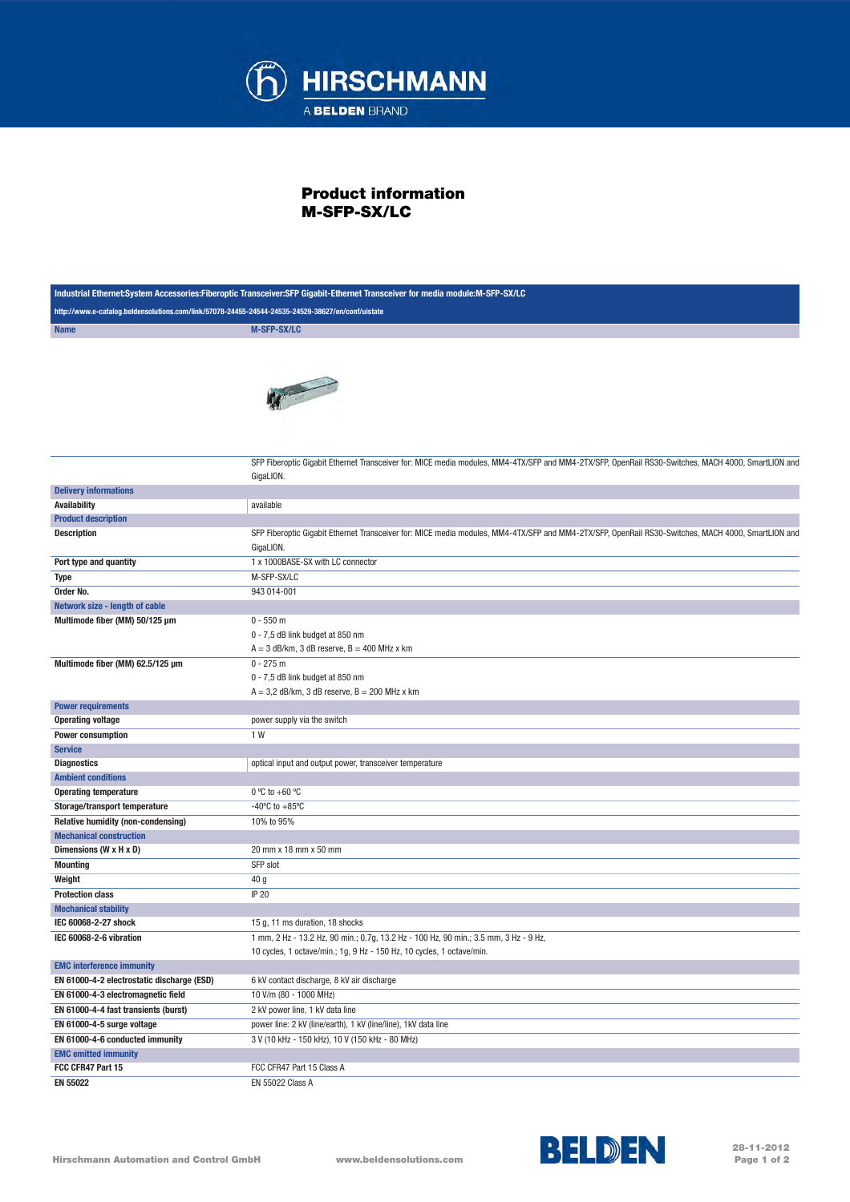HIRSCHMANN

A BELDEN BRAND

# Product information
## M-SFP-SX/LC

| Industrial Ethernet:System Accessories:Fiberoptic Transceiver:SFP Gigabit-Ethernet Transceiver for media module:M-SFP-SX/LC | |
|---|---|
| http://www.e-catalog.beldensolutions.com/link/57078-24455-24544-24535-24529-38627/en/conf/uistate | |
| **Name** | **M-SFP-SX/LC** |
| | SFP Fiberoptic Gigabit Ethernet Transceiver for: MICE media modules, MM4-4TX/SFP and MM4-2TX/SFP, OpenRail RS30-Switches, MACH 4000, SmartLION and GigaLION. |
| **Delivery informations** | |
| **Availability** | available |
| **Product description** | |
| **Description** | SFP Fiberoptic Gigabit Ethernet Transceiver for: MICE media modules, MM4-4TX/SFP and MM4-2TX/SFP, OpenRail RS30-Switches, MACH 4000, SmartLION and GigaLION. |
| **Port type and quantity** | 1 x 1000BASE-SX with LC connector |
| **Type** | M-SFP-SX/LC |
| **Order No.** | 943 014-001 |
| **Network size - length of cable** | |
| **Multimode fiber (MM) 50/125 µm** | 0 - 550 m<br>0 - 7,5 dB link budget at 850 nm<br>A = 3 dB/km, 3 dB reserve, B = 400 MHz x km |
| **Multimode fiber (MM) 62.5/125 µm** | 0 - 275 m<br>0 - 7,5 dB link budget at 850 nm<br>A = 3,2 dB/km, 3 dB reserve, B = 200 MHz x km |
| **Power requirements** | |
| **Operating voltage** | power supply via the switch |
| **Power consumption** | 1 W |
| **Service** | |
| **Diagnostics** | optical input and output power, transceiver temperature |
| **Ambient conditions** | |
| **Operating temperature** | 0 ºC to +60 ºC |
| **Storage/transport temperature** | -40ºC to +85ºC |
| **Relative humidity (non-condensing)** | 10% to 95% |
| **Mechanical construction** | |
| **Dimensions (W x H x D)** | 20 mm x 18 mm x 50 mm |
| **Mounting** | SFP slot |
| **Weight** | 40 g |
| **Protection class** | IP 20 |
| **Mechanical stability** | |
| **IEC 60068-2-27 shock** | 15 g, 11 ms duration, 18 shocks |
| **IEC 60068-2-6 vibration** | 1 mm, 2 Hz - 13.2 Hz, 90 min.; 0.7g, 13.2 Hz - 100 Hz, 90 min.; 3.5 mm, 3 Hz - 9 Hz, 10 cycles, 1 octave/min.; 1g, 9 Hz - 150 Hz, 10 cycles, 1 octave/min. |
| **EMC interference immunity** | |
| **EN 61000-4-2 electrostatic discharge (ESD)** | 6 kV contact discharge, 8 kV air discharge |
| **EN 61000-4-3 electromagnetic field** | 10 V/m (80 - 1000 MHz) |
| **EN 61000-4-4 fast transients (burst)** | 2 kV power line, 1 kV data line |
| **EN 61000-4-5 surge voltage** | power line: 2 kV (line/earth), 1 kV (line/line), 1kV data line |
| **EN 61000-4-6 conducted immunity** | 3 V (10 kHz - 150 kHz), 10 V (150 kHz - 80 MHz) |
| **EMC emitted immunity** | |
| **FCC CFR47 Part 15** | FCC CFR47 Part 15 Class A |
| **EN 55022** | EN 55022 Class A |

Hirschmann Automation and Control GmbH www.beldensolutions.com BELDEN 28-11-2012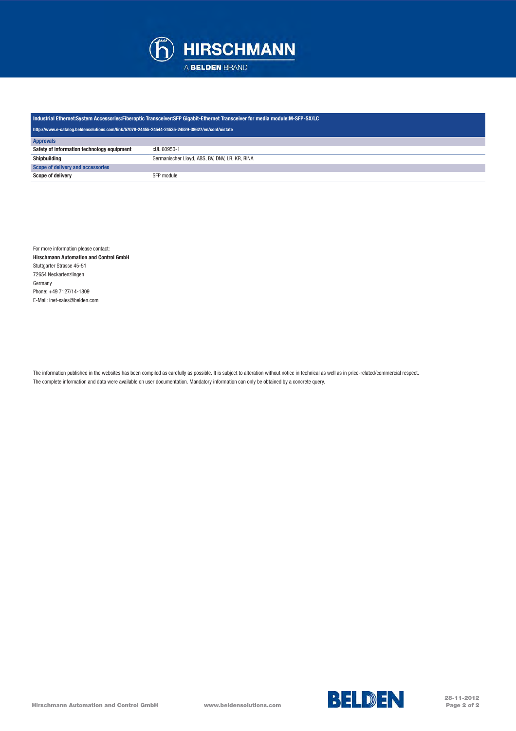| Industrial Ethernet:System Accessories:Fiberoptic Transceiver:SFP Gigabit-Ethernet Transceiver for media module:M-SFP-SX/LC | |
|---|---|
| http://www.e-catalog.beldensolutions.com/link/57078-24455-24544-24535-24529-38627/en/conf/uistate | |
| **Approvals** | |
| **Safety of information technology equipment** | cUL 60950-1 |
| **Shipbuilding** | Germanischer Lloyd, ABS, BV, DNV, LR, KR, RINA |
| **Scope of delivery and accessories** | |
| **Scope of delivery** | SFP module |

For more information please contact:
**Hirschmann Automation and Control GmbH**
Stuttgarter Strasse 45-51
72654 Neckartenzlingen
Germany
Phone: +49 7127/14-1809
E-Mail: inet-sales@belden.com

The information published in the websites has been compiled as carefully as possible. It is subject to alteration without notice in technical as well as in price-related/commercial respect.
The complete information and data were available on user documentation. Mandatory information can only be obtained by a concrete query.